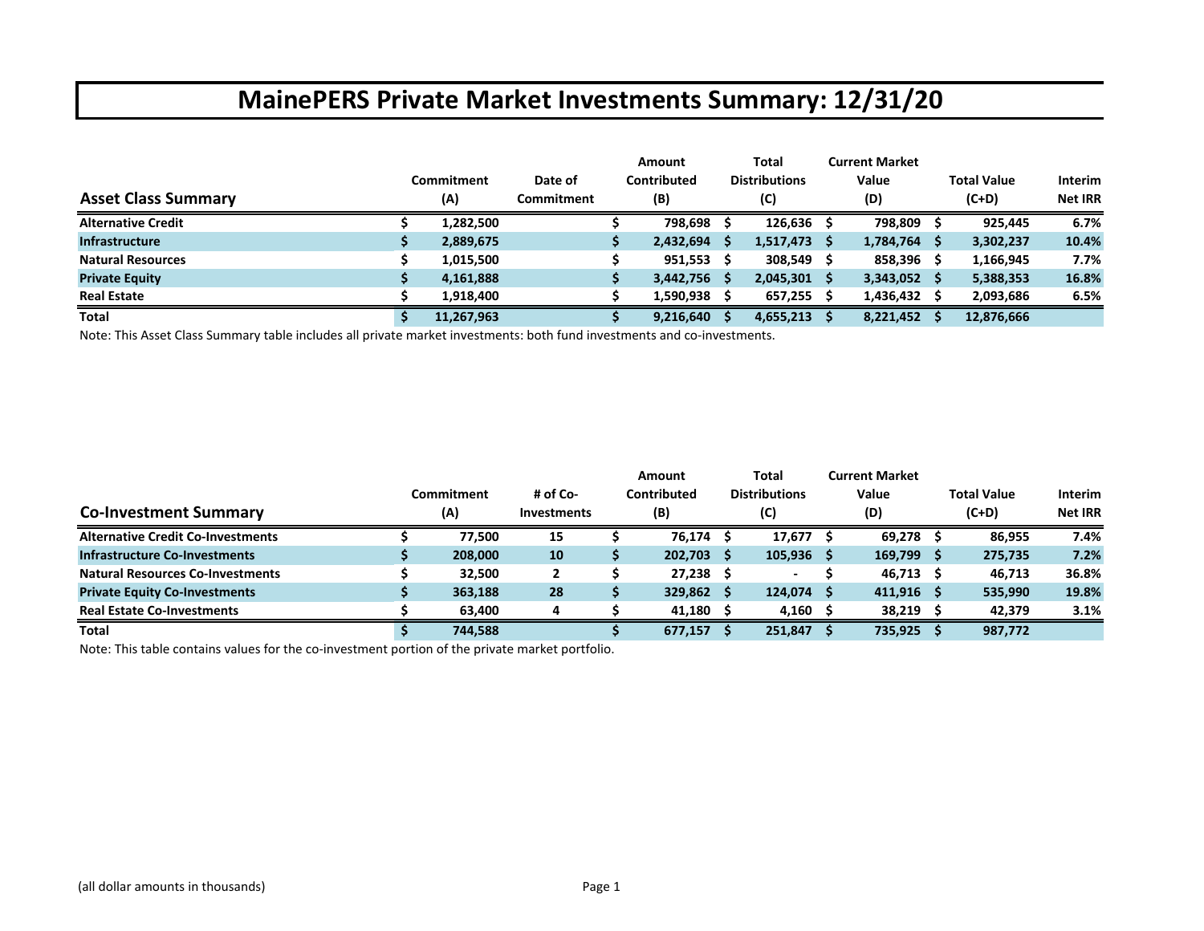# MainePERS Private Market Investments Summary: 12/31/20

| Asset Class Summary | Commitment (A) | Date of Commitment | Amount Contributed (B) | Total Distributions (C) | Current Market Value (D) | Total Value (C+D) | Interim Net IRR |
|---|---|---|---|---|---|---|---|
| **Alternative Credit** | $ 1,282,500 | | $ 798,698 | $ 126,636 | $ 798,809 | $ 925,445 | 6.7% |
| **Infrastructure** | $ 2,889,675 | | $ 2,432,694 | $ 1,517,473 | $ 1,784,764 | $ 3,302,237 | 10.4% |
| **Natural Resources** | $ 1,015,500 | | $ 951,553 | $ 308,549 | $ 858,396 | $ 1,166,945 | 7.7% |
| **Private Equity** | $ 4,161,888 | | $ 3,442,756 | $ 2,045,301 | $ 3,343,052 | $ 5,388,353 | 16.8% |
| **Real Estate** | $ 1,918,400 | | $ 1,590,938 | $ 657,255 | $ 1,436,432 | $ 2,093,686 | 6.5% |
| **Total** | $ 11,267,963 | | $ 9,216,640 | $ 4,655,213 | $ 8,221,452 | $ 12,876,666 | |

Note: This Asset Class Summary table includes all private market investments: both fund investments and co-investments.

| Co-Investment Summary | Commitment (A) | # of Co-Investments | Amount Contributed (B) | Total Distributions (C) | Current Market Value (D) | Total Value (C+D) | Interim Net IRR |
|---|---|---|---|---|---|---|---|
| **Alternative Credit Co-Investments** | $ 77,500 | 15 | $ 76,174 | $ 17,677 | $ 69,278 | $ 86,955 | 7.4% |
| **Infrastructure Co-Investments** | $ 208,000 | 10 | $ 202,703 | $ 105,936 | $ 169,799 | $ 275,735 | 7.2% |
| **Natural Resources Co-Investments** | $ 32,500 | 2 | $ 27,238 | $ - | $ 46,713 | $ 46,713 | 36.8% |
| **Private Equity Co-Investments** | $ 363,188 | 28 | $ 329,862 | $ 124,074 | $ 411,916 | $ 535,990 | 19.8% |
| **Real Estate Co-Investments** | $ 63,400 | 4 | $ 41,180 | $ 4,160 | $ 38,219 | $ 42,379 | 3.1% |
| **Total** | $ 744,588 | | $ 677,157 | $ 251,847 | $ 735,925 | $ 987,772 | |

Note: This table contains values for the co-investment portion of the private market portfolio.

(all dollar amounts in thousands)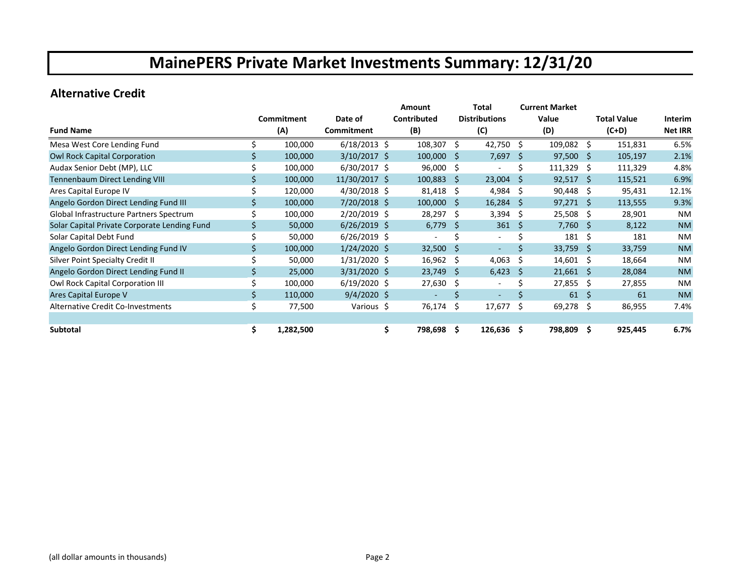# MainePERS Private Market Investments Summary: 12/31/20

## Alternative Credit

| Fund Name | Commitment (A) | Date of Commitment | Amount Contributed (B) | Total Distributions (C) | Current Market Value (D) | Total Value (C+D) | Interim Net IRR |
|---|---|---|---|---|---|---|---|
| Mesa West Core Lending Fund | $ 100,000 | 6/18/2013 | $ 108,307 | $ 42,750 | $ 109,082 | $ 151,831 | 6.5% |
| Owl Rock Capital Corporation | $ 100,000 | 3/10/2017 | $ 100,000 | $ 7,697 | $ 97,500 | $ 105,197 | 2.1% |
| Audax Senior Debt (MP), LLC | $ 100,000 | 6/30/2017 | $ 96,000 | $ - | $ 111,329 | $ 111,329 | 4.8% |
| Tennenbaum Direct Lending VIII | $ 100,000 | 11/30/2017 | $ 100,883 | $ 23,004 | $ 92,517 | $ 115,521 | 6.9% |
| Ares Capital Europe IV | $ 120,000 | 4/30/2018 | $ 81,418 | $ 4,984 | $ 90,448 | $ 95,431 | 12.1% |
| Angelo Gordon Direct Lending Fund III | $ 100,000 | 7/20/2018 | $ 100,000 | $ 16,284 | $ 97,271 | $ 113,555 | 9.3% |
| Global Infrastructure Partners Spectrum | $ 100,000 | 2/20/2019 | $ 28,297 | $ 3,394 | $ 25,508 | $ 28,901 | NM |
| Solar Capital Private Corporate Lending Fund | $ 50,000 | 6/26/2019 | $ 6,779 | $ 361 | $ 7,760 | $ 8,122 | NM |
| Solar Capital Debt Fund | $ 50,000 | 6/26/2019 | $ - | $ - | $ 181 | $ 181 | NM |
| Angelo Gordon Direct Lending Fund IV | $ 100,000 | 1/24/2020 | $ 32,500 | $ - | $ 33,759 | $ 33,759 | NM |
| Silver Point Specialty Credit II | $ 50,000 | 1/31/2020 | $ 16,962 | $ 4,063 | $ 14,601 | $ 18,664 | NM |
| Angelo Gordon Direct Lending Fund II | $ 25,000 | 3/31/2020 | $ 23,749 | $ 6,423 | $ 21,661 | $ 28,084 | NM |
| Owl Rock Capital Corporation III | $ 100,000 | 6/19/2020 | $ 27,630 | $ - | $ 27,855 | $ 27,855 | NM |
| Ares Capital Europe V | $ 110,000 | 9/4/2020 | $ - | $ - | $ 61 | $ 61 | NM |
| Alternative Credit Co-Investments | $ 77,500 | Various | $ 76,174 | $ 17,677 | $ 69,278 | $ 86,955 | 7.4% |
| | | | | | | | |
| **Subtotal** | **$ 1,282,500** | | **$ 798,698** | **$ 126,636** | **$ 798,809** | **$ 925,445** | **6.7%** |

(all dollar amounts in thousands)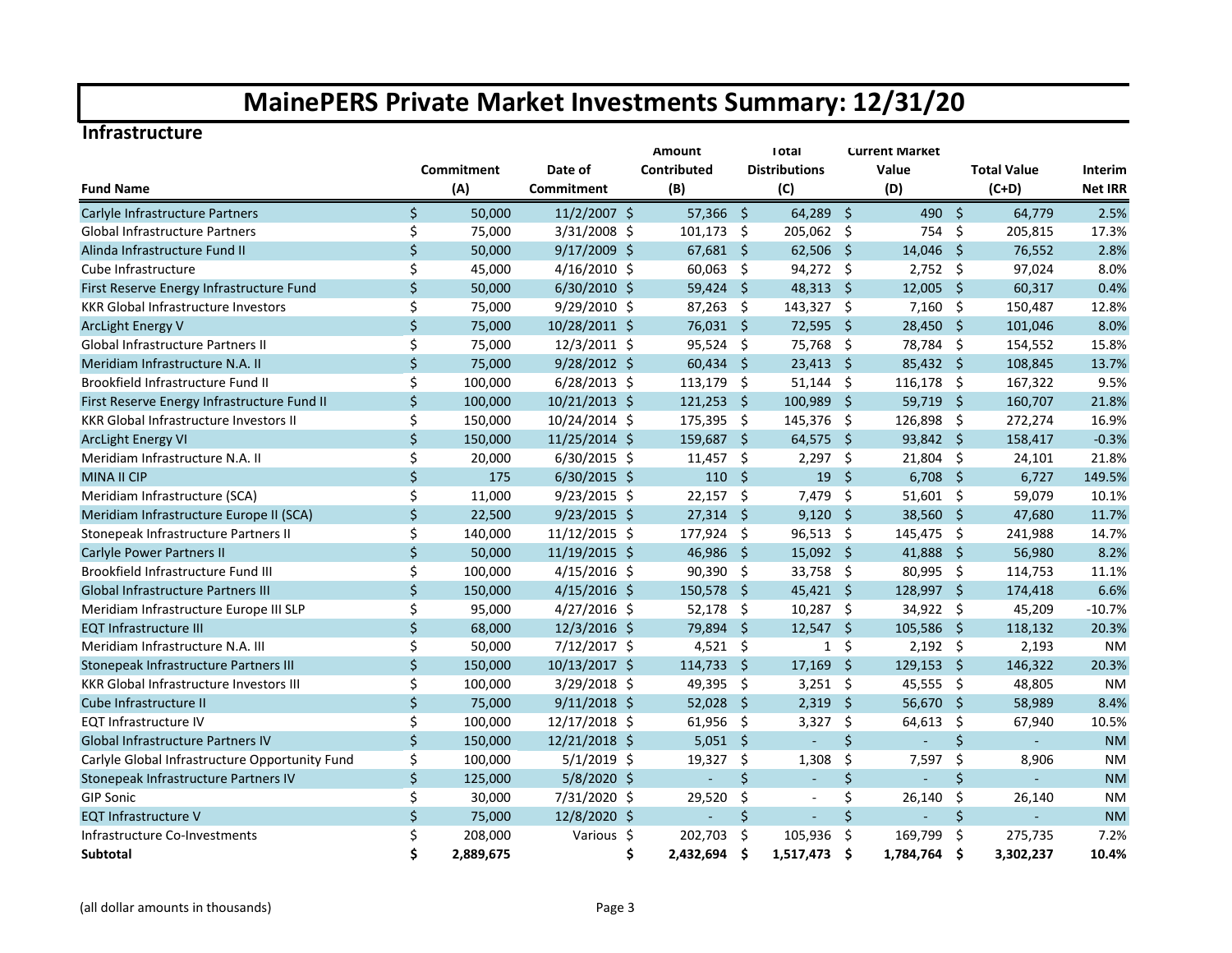# MainePERS Private Market Investments Summary: 12/31/20

## Infrastructure

| Fund Name | Commitment (A) | Date of Commitment | Amount Contributed (B) | Total Distributions (C) | Current Market Value (D) | Total Value (C+D) | Interim Net IRR |
|---|---|---|---|---|---|---|---|
| Carlyle Infrastructure Partners | $ 50,000 | 11/2/2007 | $ 57,366 | $ 64,289 | $ 490 | $ 64,779 | 2.5% |
| Global Infrastructure Partners | $ 75,000 | 3/31/2008 | $ 101,173 | $ 205,062 | $ 754 | $ 205,815 | 17.3% |
| Alinda Infrastructure Fund II | $ 50,000 | 9/17/2009 | $ 67,681 | $ 62,506 | $ 14,046 | $ 76,552 | 2.8% |
| Cube Infrastructure | $ 45,000 | 4/16/2010 | $ 60,063 | $ 94,272 | $ 2,752 | $ 97,024 | 8.0% |
| First Reserve Energy Infrastructure Fund | $ 50,000 | 6/30/2010 | $ 59,424 | $ 48,313 | $ 12,005 | $ 60,317 | 0.4% |
| KKR Global Infrastructure Investors | $ 75,000 | 9/29/2010 | $ 87,263 | $ 143,327 | $ 7,160 | $ 150,487 | 12.8% |
| ArcLight Energy V | $ 75,000 | 10/28/2011 | $ 76,031 | $ 72,595 | $ 28,450 | $ 101,046 | 8.0% |
| Global Infrastructure Partners II | $ 75,000 | 12/3/2011 | $ 95,524 | $ 75,768 | $ 78,784 | $ 154,552 | 15.8% |
| Meridiam Infrastructure N.A. II | $ 75,000 | 9/28/2012 | $ 60,434 | $ 23,413 | $ 85,432 | $ 108,845 | 13.7% |
| Brookfield Infrastructure Fund II | $ 100,000 | 6/28/2013 | $ 113,179 | $ 51,144 | $ 116,178 | $ 167,322 | 9.5% |
| First Reserve Energy Infrastructure Fund II | $ 100,000 | 10/21/2013 | $ 121,253 | $ 100,989 | $ 59,719 | $ 160,707 | 21.8% |
| KKR Global Infrastructure Investors II | $ 150,000 | 10/24/2014 | $ 175,395 | $ 145,376 | $ 126,898 | $ 272,274 | 16.9% |
| ArcLight Energy VI | $ 150,000 | 11/25/2014 | $ 159,687 | $ 64,575 | $ 93,842 | $ 158,417 | -0.3% |
| Meridiam Infrastructure N.A. II | $ 20,000 | 6/30/2015 | $ 11,457 | $ 2,297 | $ 21,804 | $ 24,101 | 21.8% |
| MINA II CIP | $ 175 | 6/30/2015 | $ 110 | $ 19 | $ 6,708 | $ 6,727 | 149.5% |
| Meridiam Infrastructure (SCA) | $ 11,000 | 9/23/2015 | $ 22,157 | $ 7,479 | $ 51,601 | $ 59,079 | 10.1% |
| Meridiam Infrastructure Europe II (SCA) | $ 22,500 | 9/23/2015 | $ 27,314 | $ 9,120 | $ 38,560 | $ 47,680 | 11.7% |
| Stonepeak Infrastructure Partners II | $ 140,000 | 11/12/2015 | $ 177,924 | $ 96,513 | $ 145,475 | $ 241,988 | 14.7% |
| Carlyle Power Partners II | $ 50,000 | 11/19/2015 | $ 46,986 | $ 15,092 | $ 41,888 | $ 56,980 | 8.2% |
| Brookfield Infrastructure Fund III | $ 100,000 | 4/15/2016 | $ 90,390 | $ 33,758 | $ 80,995 | $ 114,753 | 11.1% |
| Global Infrastructure Partners III | $ 150,000 | 4/15/2016 | $ 150,578 | $ 45,421 | $ 128,997 | $ 174,418 | 6.6% |
| Meridiam Infrastructure Europe III SLP | $ 95,000 | 4/27/2016 | $ 52,178 | $ 10,287 | $ 34,922 | $ 45,209 | -10.7% |
| EQT Infrastructure III | $ 68,000 | 12/3/2016 | $ 79,894 | $ 12,547 | $ 105,586 | $ 118,132 | 20.3% |
| Meridiam Infrastructure N.A. III | $ 50,000 | 7/12/2017 | $ 4,521 | $ 1 | $ 2,192 | $ 2,193 | NM |
| Stonepeak Infrastructure Partners III | $ 150,000 | 10/13/2017 | $ 114,733 | $ 17,169 | $ 129,153 | $ 146,322 | 20.3% |
| KKR Global Infrastructure Investors III | $ 100,000 | 3/29/2018 | $ 49,395 | $ 3,251 | $ 45,555 | $ 48,805 | NM |
| Cube Infrastructure II | $ 75,000 | 9/11/2018 | $ 52,028 | $ 2,319 | $ 56,670 | $ 58,989 | 8.4% |
| EQT Infrastructure IV | $ 100,000 | 12/17/2018 | $ 61,956 | $ 3,327 | $ 64,613 | $ 67,940 | 10.5% |
| Global Infrastructure Partners IV | $ 150,000 | 12/21/2018 | $ 5,051 | $ - | $ - | $ - | NM |
| Carlyle Global Infrastructure Opportunity Fund | $ 100,000 | 5/1/2019 | $ 19,327 | $ 1,308 | $ 7,597 | $ 8,906 | NM |
| Stonepeak Infrastructure Partners IV | $ 125,000 | 5/8/2020 | $ - | $ - | $ - | $ - | NM |
| GIP Sonic | $ 30,000 | 7/31/2020 | $ 29,520 | $ - | $ 26,140 | $ 26,140 | NM |
| EQT Infrastructure V | $ 75,000 | 12/8/2020 | $ - | $ - | $ - | $ - | NM |
| Infrastructure Co-Investments | $ 208,000 | Various | $ 202,703 | $ 105,936 | $ 169,799 | $ 275,735 | 7.2% |
| **Subtotal** | **$ 2,889,675** | | **$ 2,432,694** | **$ 1,517,473** | **$ 1,784,764** | **$ 3,302,237** | **10.4%** |

(all dollar amounts in thousands)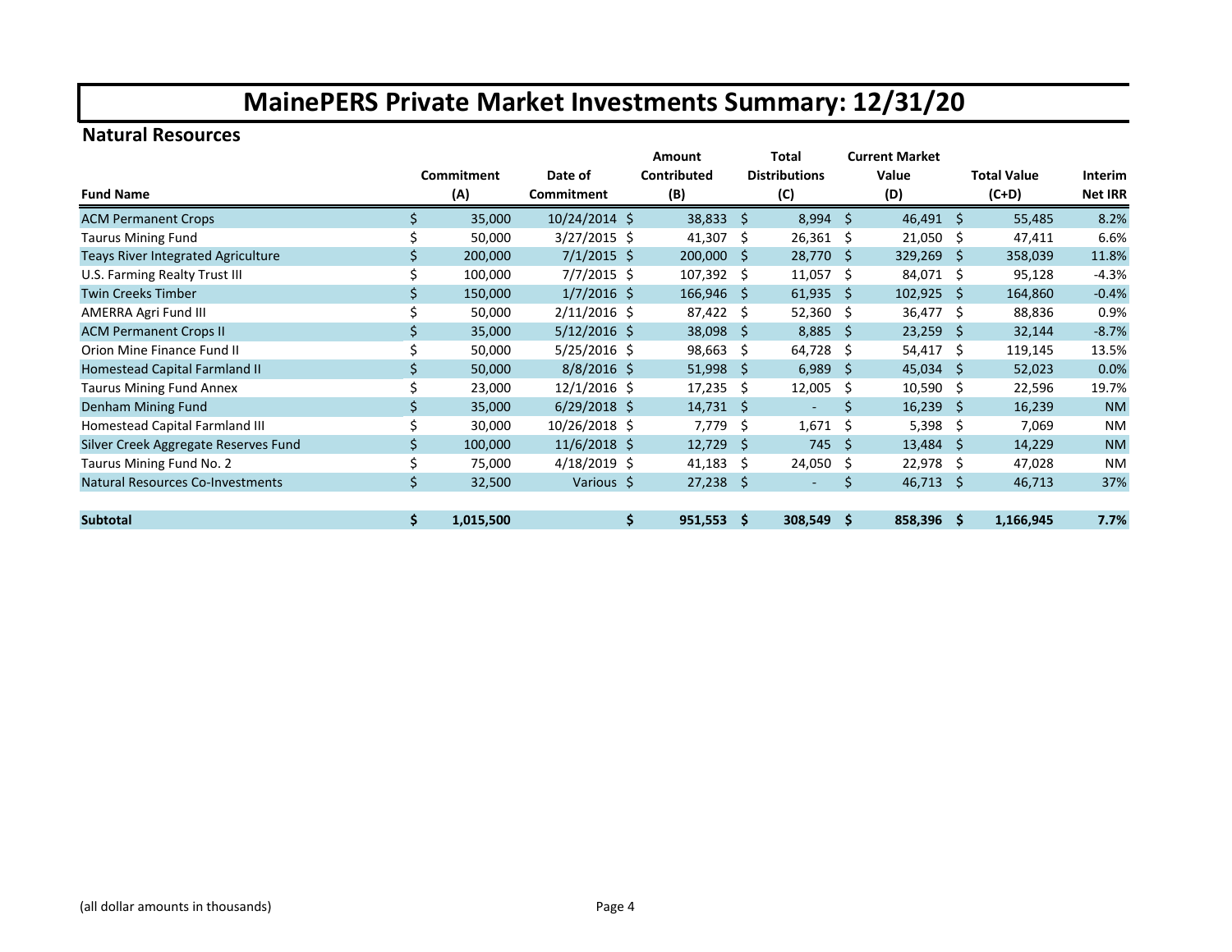# MainePERS Private Market Investments Summary: 12/31/20

## Natural Resources

| Fund Name | Commitment (A) | Date of Commitment | Amount Contributed (B) | Total Distributions (C) | Current Market Value (D) | Total Value (C+D) | Interim Net IRR |
|---|---|---|---|---|---|---|---|
| ACM Permanent Crops | $ 35,000 | 10/24/2014 | $ 38,833 | $ 8,994 | $ 46,491 | $ 55,485 | 8.2% |
| Taurus Mining Fund | $ 50,000 | 3/27/2015 | $ 41,307 | $ 26,361 | $ 21,050 | $ 47,411 | 6.6% |
| Teays River Integrated Agriculture | $ 200,000 | 7/1/2015 | $ 200,000 | $ 28,770 | $ 329,269 | $ 358,039 | 11.8% |
| U.S. Farming Realty Trust III | $ 100,000 | 7/7/2015 | $ 107,392 | $ 11,057 | $ 84,071 | $ 95,128 | -4.3% |
| Twin Creeks Timber | $ 150,000 | 1/7/2016 | $ 166,946 | $ 61,935 | $ 102,925 | $ 164,860 | -0.4% |
| AMERRA Agri Fund III | $ 50,000 | 2/11/2016 | $ 87,422 | $ 52,360 | $ 36,477 | $ 88,836 | 0.9% |
| ACM Permanent Crops II | $ 35,000 | 5/12/2016 | $ 38,098 | $ 8,885 | $ 23,259 | $ 32,144 | -8.7% |
| Orion Mine Finance Fund II | $ 50,000 | 5/25/2016 | $ 98,663 | $ 64,728 | $ 54,417 | $ 119,145 | 13.5% |
| Homestead Capital Farmland II | $ 50,000 | 8/8/2016 | $ 51,998 | $ 6,989 | $ 45,034 | $ 52,023 | 0.0% |
| Taurus Mining Fund Annex | $ 23,000 | 12/1/2016 | $ 17,235 | $ 12,005 | $ 10,590 | $ 22,596 | 19.7% |
| Denham Mining Fund | $ 35,000 | 6/29/2018 | $ 14,731 | $ - | $ 16,239 | $ 16,239 | NM |
| Homestead Capital Farmland III | $ 30,000 | 10/26/2018 | $ 7,779 | $ 1,671 | $ 5,398 | $ 7,069 | NM |
| Silver Creek Aggregate Reserves Fund | $ 100,000 | 11/6/2018 | $ 12,729 | $ 745 | $ 13,484 | $ 14,229 | NM |
| Taurus Mining Fund No. 2 | $ 75,000 | 4/18/2019 | $ 41,183 | $ 24,050 | $ 22,978 | $ 47,028 | NM |
| Natural Resources Co-Investments | $ 32,500 | Various | $ 27,238 | $ - | $ 46,713 | $ 46,713 | 37% |
| **Subtotal** | **$ 1,015,500** | | **$ 951,553** | **$ 308,549** | **$ 858,396** | **$ 1,166,945** | **7.7%** |

(all dollar amounts in thousands)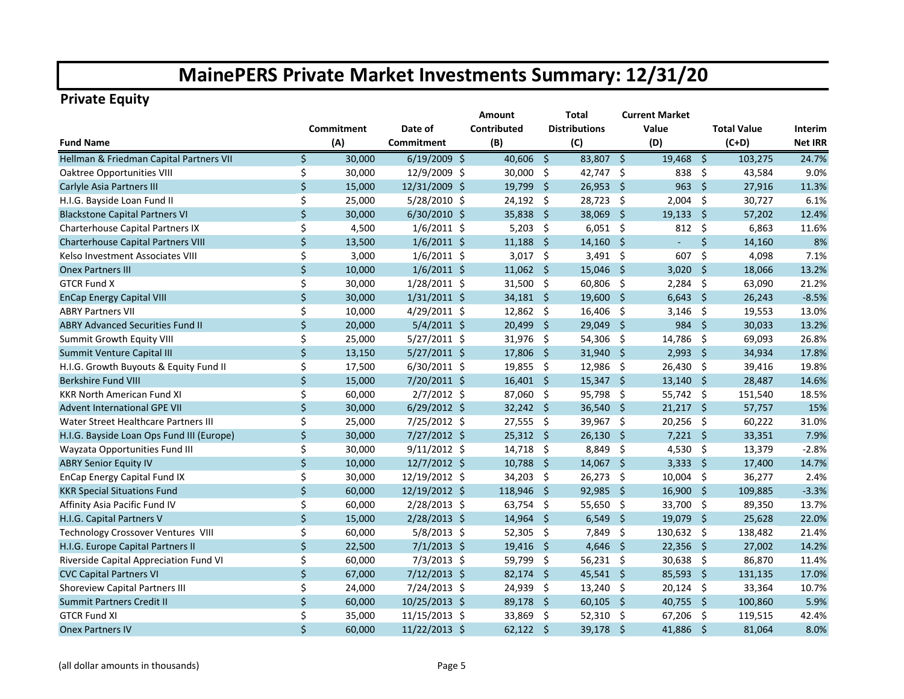# MainePERS Private Market Investments Summary: 12/31/20

## Private Equity

| Fund Name | Commitment (A) | Date of Commitment | Amount Contributed (B) | Total Distributions (C) | Current Market Value (D) | Total Value (C+D) | Interim Net IRR |
|---|---|---|---|---|---|---|---|
| Hellman & Friedman Capital Partners VII | $ 30,000 | 6/19/2009 | $ 40,606 | $ 83,807 | $ 19,468 | $ 103,275 | 24.7% |
| Oaktree Opportunities VIII | $ 30,000 | 12/9/2009 | $ 30,000 | $ 42,747 | $ 838 | $ 43,584 | 9.0% |
| Carlyle Asia Partners III | $ 15,000 | 12/31/2009 | $ 19,799 | $ 26,953 | $ 963 | $ 27,916 | 11.3% |
| H.I.G. Bayside Loan Fund II | $ 25,000 | 5/28/2010 | $ 24,192 | $ 28,723 | $ 2,004 | $ 30,727 | 6.1% |
| Blackstone Capital Partners VI | $ 30,000 | 6/30/2010 | $ 35,838 | $ 38,069 | $ 19,133 | $ 57,202 | 12.4% |
| Charterhouse Capital Partners IX | $ 4,500 | 1/6/2011 | $ 5,203 | $ 6,051 | $ 812 | $ 6,863 | 11.6% |
| Charterhouse Capital Partners VIII | $ 13,500 | 1/6/2011 | $ 11,188 | $ 14,160 | $ - | $ 14,160 | 8% |
| Kelso Investment Associates VIII | $ 3,000 | 1/6/2011 | $ 3,017 | $ 3,491 | $ 607 | $ 4,098 | 7.1% |
| Onex Partners III | $ 10,000 | 1/6/2011 | $ 11,062 | $ 15,046 | $ 3,020 | $ 18,066 | 13.2% |
| GTCR Fund X | $ 30,000 | 1/28/2011 | $ 31,500 | $ 60,806 | $ 2,284 | $ 63,090 | 21.2% |
| EnCap Energy Capital VIII | $ 30,000 | 1/31/2011 | $ 34,181 | $ 19,600 | $ 6,643 | $ 26,243 | -8.5% |
| ABRY Partners VII | $ 10,000 | 4/29/2011 | $ 12,862 | $ 16,406 | $ 3,146 | $ 19,553 | 13.0% |
| ABRY Advanced Securities Fund II | $ 20,000 | 5/4/2011 | $ 20,499 | $ 29,049 | $ 984 | $ 30,033 | 13.2% |
| Summit Growth Equity VIII | $ 25,000 | 5/27/2011 | $ 31,976 | $ 54,306 | $ 14,786 | $ 69,093 | 26.8% |
| Summit Venture Capital III | $ 13,150 | 5/27/2011 | $ 17,806 | $ 31,940 | $ 2,993 | $ 34,934 | 17.8% |
| H.I.G. Growth Buyouts & Equity Fund II | $ 17,500 | 6/30/2011 | $ 19,855 | $ 12,986 | $ 26,430 | $ 39,416 | 19.8% |
| Berkshire Fund VIII | $ 15,000 | 7/20/2011 | $ 16,401 | $ 15,347 | $ 13,140 | $ 28,487 | 14.6% |
| KKR North American Fund XI | $ 60,000 | 2/7/2012 | $ 87,060 | $ 95,798 | $ 55,742 | $ 151,540 | 18.5% |
| Advent International GPE VII | $ 30,000 | 6/29/2012 | $ 32,242 | $ 36,540 | $ 21,217 | $ 57,757 | 15% |
| Water Street Healthcare Partners III | $ 25,000 | 7/25/2012 | $ 27,555 | $ 39,967 | $ 20,256 | $ 60,222 | 31.0% |
| H.I.G. Bayside Loan Ops Fund III (Europe) | $ 30,000 | 7/27/2012 | $ 25,312 | $ 26,130 | $ 7,221 | $ 33,351 | 7.9% |
| Wayzata Opportunities Fund III | $ 30,000 | 9/11/2012 | $ 14,718 | $ 8,849 | $ 4,530 | $ 13,379 | -2.8% |
| ABRY Senior Equity IV | $ 10,000 | 12/7/2012 | $ 10,788 | $ 14,067 | $ 3,333 | $ 17,400 | 14.7% |
| EnCap Energy Capital Fund IX | $ 30,000 | 12/19/2012 | $ 34,203 | $ 26,273 | $ 10,004 | $ 36,277 | 2.4% |
| KKR Special Situations Fund | $ 60,000 | 12/19/2012 | $ 118,946 | $ 92,985 | $ 16,900 | $ 109,885 | -3.3% |
| Affinity Asia Pacific Fund IV | $ 60,000 | 2/28/2013 | $ 63,754 | $ 55,650 | $ 33,700 | $ 89,350 | 13.7% |
| H.I.G. Capital Partners V | $ 15,000 | 2/28/2013 | $ 14,964 | $ 6,549 | $ 19,079 | $ 25,628 | 22.0% |
| Technology Crossover Ventures VIII | $ 60,000 | 5/8/2013 | $ 52,305 | $ 7,849 | $ 130,632 | $ 138,482 | 21.4% |
| H.I.G. Europe Capital Partners II | $ 22,500 | 7/1/2013 | $ 19,416 | $ 4,646 | $ 22,356 | $ 27,002 | 14.2% |
| Riverside Capital Appreciation Fund VI | $ 60,000 | 7/3/2013 | $ 59,799 | $ 56,231 | $ 30,638 | $ 86,870 | 11.4% |
| CVC Capital Partners VI | $ 67,000 | 7/12/2013 | $ 82,174 | $ 45,541 | $ 85,593 | $ 131,135 | 17.0% |
| Shoreview Capital Partners III | $ 24,000 | 7/24/2013 | $ 24,939 | $ 13,240 | $ 20,124 | $ 33,364 | 10.7% |
| Summit Partners Credit II | $ 60,000 | 10/25/2013 | $ 89,178 | $ 60,105 | $ 40,755 | $ 100,860 | 5.9% |
| GTCR Fund XI | $ 35,000 | 11/15/2013 | $ 33,869 | $ 52,310 | $ 67,206 | $ 119,515 | 42.4% |
| Onex Partners IV | $ 60,000 | 11/22/2013 | $ 62,122 | $ 39,178 | $ 41,886 | $ 81,064 | 8.0% |

(all dollar amounts in thousands)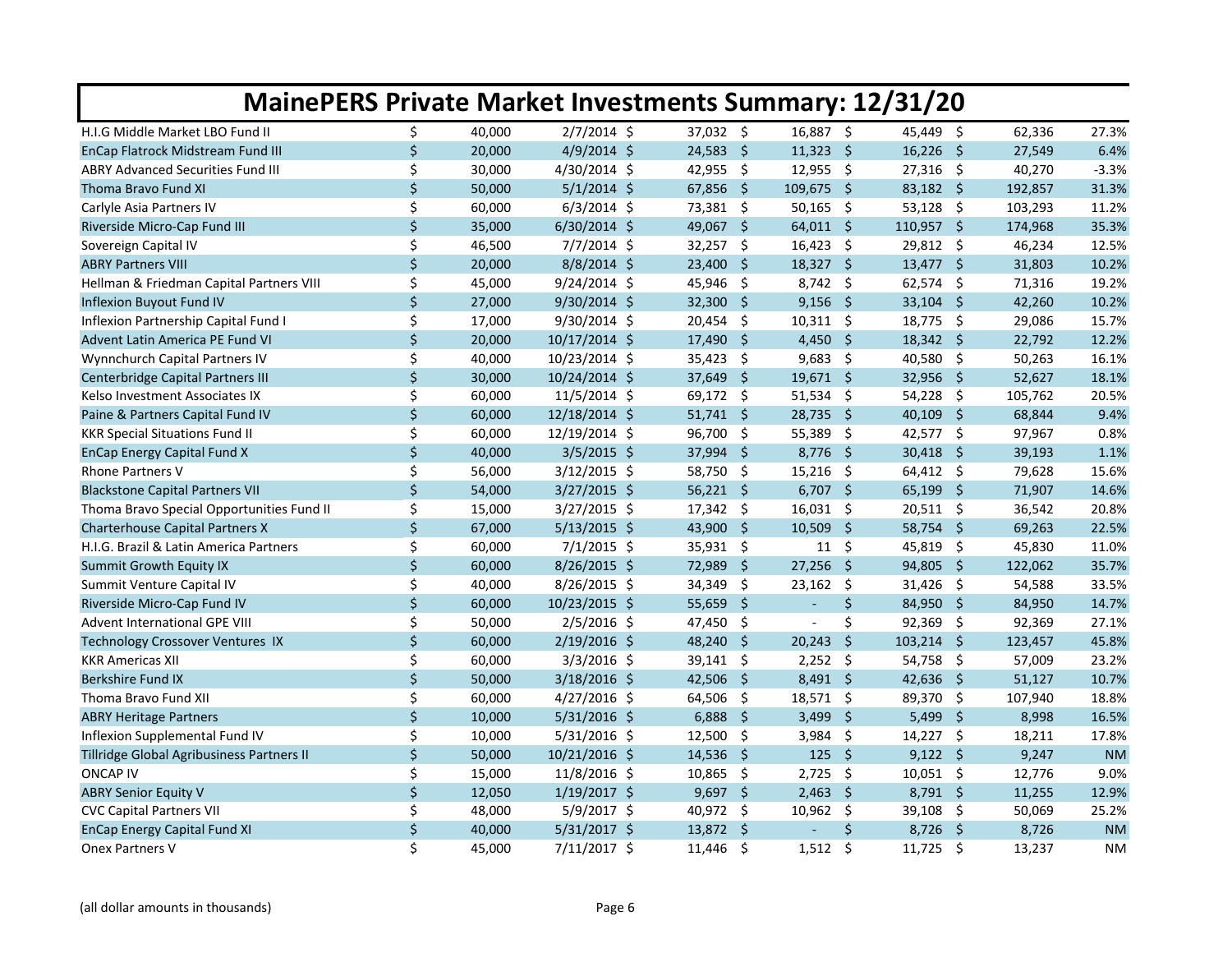# MainePERS Private Market Investments Summary: 12/31/20

| | | | | | | | |
|---|---|---|---|---|---|---|---|
| H.I.G Middle Market LBO Fund II | $ 40,000 | 2/7/2014 | $ 37,032 | $ 16,887 | $ 45,449 | $ 62,336 | 27.3% |
| EnCap Flatrock Midstream Fund III | $ 20,000 | 4/9/2014 | $ 24,583 | $ 11,323 | $ 16,226 | $ 27,549 | 6.4% |
| ABRY Advanced Securities Fund III | $ 30,000 | 4/30/2014 | $ 42,955 | $ 12,955 | $ 27,316 | $ 40,270 | -3.3% |
| Thoma Bravo Fund XI | $ 50,000 | 5/1/2014 | $ 67,856 | $ 109,675 | $ 83,182 | $ 192,857 | 31.3% |
| Carlyle Asia Partners IV | $ 60,000 | 6/3/2014 | $ 73,381 | $ 50,165 | $ 53,128 | $ 103,293 | 11.2% |
| Riverside Micro-Cap Fund III | $ 35,000 | 6/30/2014 | $ 49,067 | $ 64,011 | $ 110,957 | $ 174,968 | 35.3% |
| Sovereign Capital IV | $ 46,500 | 7/7/2014 | $ 32,257 | $ 16,423 | $ 29,812 | $ 46,234 | 12.5% |
| ABRY Partners VIII | $ 20,000 | 8/8/2014 | $ 23,400 | $ 18,327 | $ 13,477 | $ 31,803 | 10.2% |
| Hellman & Friedman Capital Partners VIII | $ 45,000 | 9/24/2014 | $ 45,946 | $ 8,742 | $ 62,574 | $ 71,316 | 19.2% |
| Inflexion Buyout Fund IV | $ 27,000 | 9/30/2014 | $ 32,300 | $ 9,156 | $ 33,104 | $ 42,260 | 10.2% |
| Inflexion Partnership Capital Fund I | $ 17,000 | 9/30/2014 | $ 20,454 | $ 10,311 | $ 18,775 | $ 29,086 | 15.7% |
| Advent Latin America PE Fund VI | $ 20,000 | 10/17/2014 | $ 17,490 | $ 4,450 | $ 18,342 | $ 22,792 | 12.2% |
| Wynnchurch Capital Partners IV | $ 40,000 | 10/23/2014 | $ 35,423 | $ 9,683 | $ 40,580 | $ 50,263 | 16.1% |
| Centerbridge Capital Partners III | $ 30,000 | 10/24/2014 | $ 37,649 | $ 19,671 | $ 32,956 | $ 52,627 | 18.1% |
| Kelso Investment Associates IX | $ 60,000 | 11/5/2014 | $ 69,172 | $ 51,534 | $ 54,228 | $ 105,762 | 20.5% |
| Paine & Partners Capital Fund IV | $ 60,000 | 12/18/2014 | $ 51,741 | $ 28,735 | $ 40,109 | $ 68,844 | 9.4% |
| KKR Special Situations Fund II | $ 60,000 | 12/19/2014 | $ 96,700 | $ 55,389 | $ 42,577 | $ 97,967 | 0.8% |
| EnCap Energy Capital Fund X | $ 40,000 | 3/5/2015 | $ 37,994 | $ 8,776 | $ 30,418 | $ 39,193 | 1.1% |
| Rhone Partners V | $ 56,000 | 3/12/2015 | $ 58,750 | $ 15,216 | $ 64,412 | $ 79,628 | 15.6% |
| Blackstone Capital Partners VII | $ 54,000 | 3/27/2015 | $ 56,221 | $ 6,707 | $ 65,199 | $ 71,907 | 14.6% |
| Thoma Bravo Special Opportunities Fund II | $ 15,000 | 3/27/2015 | $ 17,342 | $ 16,031 | $ 20,511 | $ 36,542 | 20.8% |
| Charterhouse Capital Partners X | $ 67,000 | 5/13/2015 | $ 43,900 | $ 10,509 | $ 58,754 | $ 69,263 | 22.5% |
| H.I.G. Brazil & Latin America Partners | $ 60,000 | 7/1/2015 | $ 35,931 | $ 11 | $ 45,819 | $ 45,830 | 11.0% |
| Summit Growth Equity IX | $ 60,000 | 8/26/2015 | $ 72,989 | $ 27,256 | $ 94,805 | $ 122,062 | 35.7% |
| Summit Venture Capital IV | $ 40,000 | 8/26/2015 | $ 34,349 | $ 23,162 | $ 31,426 | $ 54,588 | 33.5% |
| Riverside Micro-Cap Fund IV | $ 60,000 | 10/23/2015 | $ 55,659 | $ - | $ 84,950 | $ 84,950 | 14.7% |
| Advent International GPE VIII | $ 50,000 | 2/5/2016 | $ 47,450 | $ - | $ 92,369 | $ 92,369 | 27.1% |
| Technology Crossover Ventures IX | $ 60,000 | 2/19/2016 | $ 48,240 | $ 20,243 | $ 103,214 | $ 123,457 | 45.8% |
| KKR Americas XII | $ 60,000 | 3/3/2016 | $ 39,141 | $ 2,252 | $ 54,758 | $ 57,009 | 23.2% |
| Berkshire Fund IX | $ 50,000 | 3/18/2016 | $ 42,506 | $ 8,491 | $ 42,636 | $ 51,127 | 10.7% |
| Thoma Bravo Fund XII | $ 60,000 | 4/27/2016 | $ 64,506 | $ 18,571 | $ 89,370 | $ 107,940 | 18.8% |
| ABRY Heritage Partners | $ 10,000 | 5/31/2016 | $ 6,888 | $ 3,499 | $ 5,499 | $ 8,998 | 16.5% |
| Inflexion Supplemental Fund IV | $ 10,000 | 5/31/2016 | $ 12,500 | $ 3,984 | $ 14,227 | $ 18,211 | 17.8% |
| Tillridge Global Agribusiness Partners II | $ 50,000 | 10/21/2016 | $ 14,536 | $ 125 | $ 9,122 | $ 9,247 | NM |
| ONCAP IV | $ 15,000 | 11/8/2016 | $ 10,865 | $ 2,725 | $ 10,051 | $ 12,776 | 9.0% |
| ABRY Senior Equity V | $ 12,050 | 1/19/2017 | $ 9,697 | $ 2,463 | $ 8,791 | $ 11,255 | 12.9% |
| CVC Capital Partners VII | $ 48,000 | 5/9/2017 | $ 40,972 | $ 10,962 | $ 39,108 | $ 50,069 | 25.2% |
| EnCap Energy Capital Fund XI | $ 40,000 | 5/31/2017 | $ 13,872 | $ - | $ 8,726 | $ 8,726 | NM |
| Onex Partners V | $ 45,000 | 7/11/2017 | $ 11,446 | $ 1,512 | $ 11,725 | $ 13,237 | NM |

(all dollar amounts in thousands)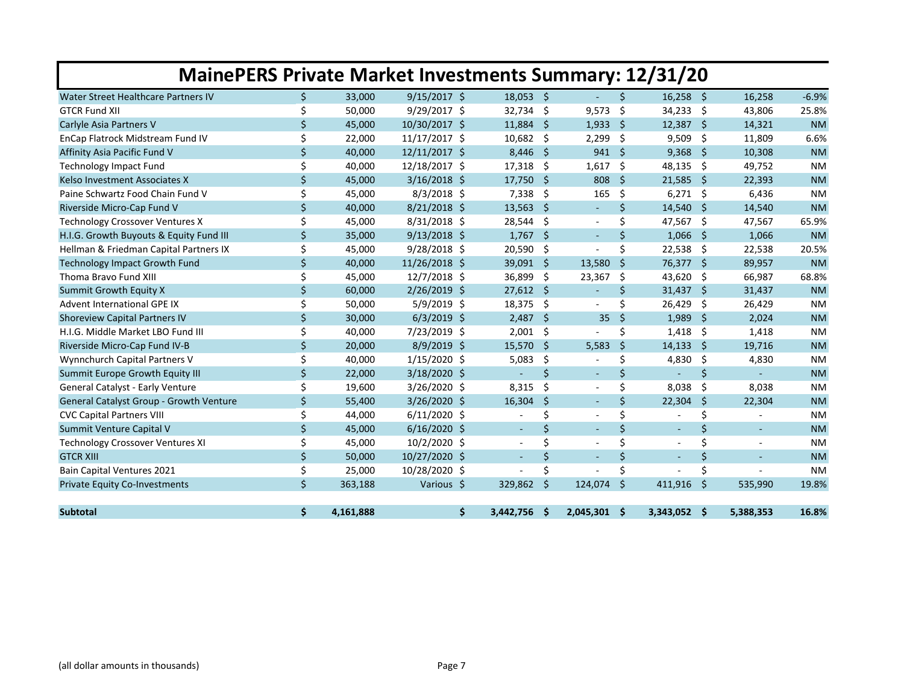# MainePERS Private Market Investments Summary: 12/31/20

| | | | | | | | |
|---|---|---|---|---|---|---|---|
| Water Street Healthcare Partners IV | $ 33,000 | 9/15/2017 | $ 18,053 | $ - | $ 16,258 | $ 16,258 | -6.9% |
| GTCR Fund XII | $ 50,000 | 9/29/2017 | $ 32,734 | $ 9,573 | $ 34,233 | $ 43,806 | 25.8% |
| Carlyle Asia Partners V | $ 45,000 | 10/30/2017 | $ 11,884 | $ 1,933 | $ 12,387 | $ 14,321 | NM |
| EnCap Flatrock Midstream Fund IV | $ 22,000 | 11/17/2017 | $ 10,682 | $ 2,299 | $ 9,509 | $ 11,809 | 6.6% |
| Affinity Asia Pacific Fund V | $ 40,000 | 12/11/2017 | $ 8,446 | $ 941 | $ 9,368 | $ 10,308 | NM |
| Technology Impact Fund | $ 40,000 | 12/18/2017 | $ 17,318 | $ 1,617 | $ 48,135 | $ 49,752 | NM |
| Kelso Investment Associates X | $ 45,000 | 3/16/2018 | $ 17,750 | $ 808 | $ 21,585 | $ 22,393 | NM |
| Paine Schwartz Food Chain Fund V | $ 45,000 | 8/3/2018 | $ 7,338 | $ 165 | $ 6,271 | $ 6,436 | NM |
| Riverside Micro-Cap Fund V | $ 40,000 | 8/21/2018 | $ 13,563 | $ - | $ 14,540 | $ 14,540 | NM |
| Technology Crossover Ventures X | $ 45,000 | 8/31/2018 | $ 28,544 | $ - | $ 47,567 | $ 47,567 | 65.9% |
| H.I.G. Growth Buyouts & Equity Fund III | $ 35,000 | 9/13/2018 | $ 1,767 | $ - | $ 1,066 | $ 1,066 | NM |
| Hellman & Friedman Capital Partners IX | $ 45,000 | 9/28/2018 | $ 20,590 | $ - | $ 22,538 | $ 22,538 | 20.5% |
| Technology Impact Growth Fund | $ 40,000 | 11/26/2018 | $ 39,091 | $ 13,580 | $ 76,377 | $ 89,957 | NM |
| Thoma Bravo Fund XIII | $ 45,000 | 12/7/2018 | $ 36,899 | $ 23,367 | $ 43,620 | $ 66,987 | 68.8% |
| Summit Growth Equity X | $ 60,000 | 2/26/2019 | $ 27,612 | $ - | $ 31,437 | $ 31,437 | NM |
| Advent International GPE IX | $ 50,000 | 5/9/2019 | $ 18,375 | $ - | $ 26,429 | $ 26,429 | NM |
| Shoreview Capital Partners IV | $ 30,000 | 6/3/2019 | $ 2,487 | $ 35 | $ 1,989 | $ 2,024 | NM |
| H.I.G. Middle Market LBO Fund III | $ 40,000 | 7/23/2019 | $ 2,001 | $ - | $ 1,418 | $ 1,418 | NM |
| Riverside Micro-Cap Fund IV-B | $ 20,000 | 8/9/2019 | $ 15,570 | $ 5,583 | $ 14,133 | $ 19,716 | NM |
| Wynnchurch Capital Partners V | $ 40,000 | 1/15/2020 | $ 5,083 | $ - | $ 4,830 | $ 4,830 | NM |
| Summit Europe Growth Equity III | $ 22,000 | 3/18/2020 | $ - | $ - | $ - | $ - | NM |
| General Catalyst - Early Venture | $ 19,600 | 3/26/2020 | $ 8,315 | $ - | $ 8,038 | $ 8,038 | NM |
| General Catalyst Group - Growth Venture | $ 55,400 | 3/26/2020 | $ 16,304 | $ - | $ 22,304 | $ 22,304 | NM |
| CVC Capital Partners VIII | $ 44,000 | 6/11/2020 | $ - | $ - | $ - | $ - | NM |
| Summit Venture Capital V | $ 45,000 | 6/16/2020 | $ - | $ - | $ - | $ - | NM |
| Technology Crossover Ventures XI | $ 45,000 | 10/2/2020 | $ - | $ - | $ - | $ - | NM |
| GTCR XIII | $ 50,000 | 10/27/2020 | $ - | $ - | $ - | $ - | NM |
| Bain Capital Ventures 2021 | $ 25,000 | 10/28/2020 | $ - | $ - | $ - | $ - | NM |
| Private Equity Co-Investments | $ 363,188 | Various | $ 329,862 | $ 124,074 | $ 411,916 | $ 535,990 | 19.8% |
| | | | | | | | |
| **Subtotal** | **$ 4,161,888** | | **$ 3,442,756** | **$ 2,045,301** | **$ 3,343,052** | **$ 5,388,353** | **16.8%** |

(all dollar amounts in thousands)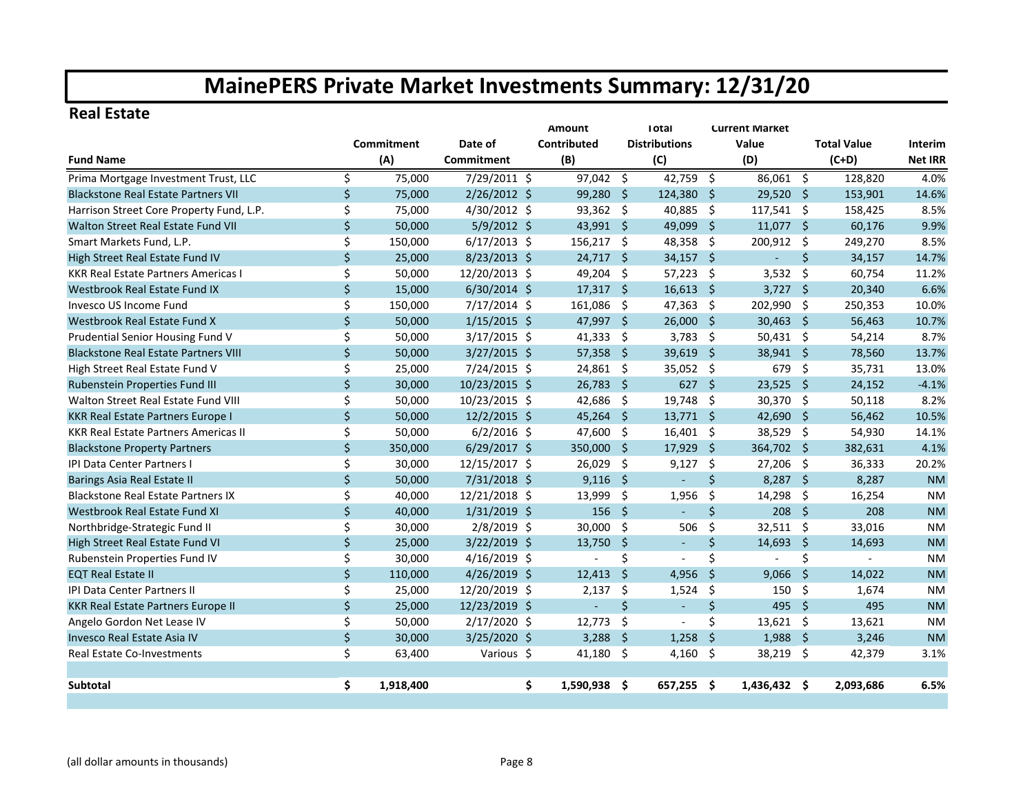# MainePERS Private Market Investments Summary: 12/31/20

## Real Estate

| Fund Name | Commitment (A) | Date of Commitment | Amount Contributed (B) | Total Distributions (C) | Current Market Value (D) | Total Value (C+D) | Interim Net IRR |
|---|---|---|---|---|---|---|---|
| Prima Mortgage Investment Trust, LLC | $ 75,000 | 7/29/2011 | $ 97,042 | $ 42,759 | $ 86,061 | $ 128,820 | 4.0% |
| Blackstone Real Estate Partners VII | $ 75,000 | 2/26/2012 | $ 99,280 | $ 124,380 | $ 29,520 | $ 153,901 | 14.6% |
| Harrison Street Core Property Fund, L.P. | $ 75,000 | 4/30/2012 | $ 93,362 | $ 40,885 | $ 117,541 | $ 158,425 | 8.5% |
| Walton Street Real Estate Fund VII | $ 50,000 | 5/9/2012 | $ 43,991 | $ 49,099 | $ 11,077 | $ 60,176 | 9.9% |
| Smart Markets Fund, L.P. | $ 150,000 | 6/17/2013 | $ 156,217 | $ 48,358 | $ 200,912 | $ 249,270 | 8.5% |
| High Street Real Estate Fund IV | $ 25,000 | 8/23/2013 | $ 24,717 | $ 34,157 | $ - | $ 34,157 | 14.7% |
| KKR Real Estate Partners Americas I | $ 50,000 | 12/20/2013 | $ 49,204 | $ 57,223 | $ 3,532 | $ 60,754 | 11.2% |
| Westbrook Real Estate Fund IX | $ 15,000 | 6/30/2014 | $ 17,317 | $ 16,613 | $ 3,727 | $ 20,340 | 6.6% |
| Invesco US Income Fund | $ 150,000 | 7/17/2014 | $ 161,086 | $ 47,363 | $ 202,990 | $ 250,353 | 10.0% |
| Westbrook Real Estate Fund X | $ 50,000 | 1/15/2015 | $ 47,997 | $ 26,000 | $ 30,463 | $ 56,463 | 10.7% |
| Prudential Senior Housing Fund V | $ 50,000 | 3/17/2015 | $ 41,333 | $ 3,783 | $ 50,431 | $ 54,214 | 8.7% |
| Blackstone Real Estate Partners VIII | $ 50,000 | 3/27/2015 | $ 57,358 | $ 39,619 | $ 38,941 | $ 78,560 | 13.7% |
| High Street Real Estate Fund V | $ 25,000 | 7/24/2015 | $ 24,861 | $ 35,052 | $ 679 | $ 35,731 | 13.0% |
| Rubenstein Properties Fund III | $ 30,000 | 10/23/2015 | $ 26,783 | $ 627 | $ 23,525 | $ 24,152 | -4.1% |
| Walton Street Real Estate Fund VIII | $ 50,000 | 10/23/2015 | $ 42,686 | $ 19,748 | $ 30,370 | $ 50,118 | 8.2% |
| KKR Real Estate Partners Europe I | $ 50,000 | 12/2/2015 | $ 45,264 | $ 13,771 | $ 42,690 | $ 56,462 | 10.5% |
| KKR Real Estate Partners Americas II | $ 50,000 | 6/2/2016 | $ 47,600 | $ 16,401 | $ 38,529 | $ 54,930 | 14.1% |
| Blackstone Property Partners | $ 350,000 | 6/29/2017 | $ 350,000 | $ 17,929 | $ 364,702 | $ 382,631 | 4.1% |
| IPI Data Center Partners I | $ 30,000 | 12/15/2017 | $ 26,029 | $ 9,127 | $ 27,206 | $ 36,333 | 20.2% |
| Barings Asia Real Estate II | $ 50,000 | 7/31/2018 | $ 9,116 | $ - | $ 8,287 | $ 8,287 | NM |
| Blackstone Real Estate Partners IX | $ 40,000 | 12/21/2018 | $ 13,999 | $ 1,956 | $ 14,298 | $ 16,254 | NM |
| Westbrook Real Estate Fund XI | $ 40,000 | 1/31/2019 | $ 156 | $ - | $ 208 | $ 208 | NM |
| Northbridge-Strategic Fund II | $ 30,000 | 2/8/2019 | $ 30,000 | $ 506 | $ 32,511 | $ 33,016 | NM |
| High Street Real Estate Fund VI | $ 25,000 | 3/22/2019 | $ 13,750 | $ - | $ 14,693 | $ 14,693 | NM |
| Rubenstein Properties Fund IV | $ 30,000 | 4/16/2019 | $ - | $ - | $ - | $ - | NM |
| EQT Real Estate II | $ 110,000 | 4/26/2019 | $ 12,413 | $ 4,956 | $ 9,066 | $ 14,022 | NM |
| IPI Data Center Partners II | $ 25,000 | 12/20/2019 | $ 2,137 | $ 1,524 | $ 150 | $ 1,674 | NM |
| KKR Real Estate Partners Europe II | $ 25,000 | 12/23/2019 | $ - | $ - | $ 495 | $ 495 | NM |
| Angelo Gordon Net Lease IV | $ 50,000 | 2/17/2020 | $ 12,773 | $ - | $ 13,621 | $ 13,621 | NM |
| Invesco Real Estate Asia IV | $ 30,000 | 3/25/2020 | $ 3,288 | $ 1,258 | $ 1,988 | $ 3,246 | NM |
| Real Estate Co-Investments | $ 63,400 | Various | $ 41,180 | $ 4,160 | $ 38,219 | $ 42,379 | 3.1% |
| | | | | | | | |
| **Subtotal** | **$ 1,918,400** | | **$ 1,590,938** | **$ 657,255** | **$ 1,436,432** | **$ 2,093,686** | **6.5%** |

(all dollar amounts in thousands)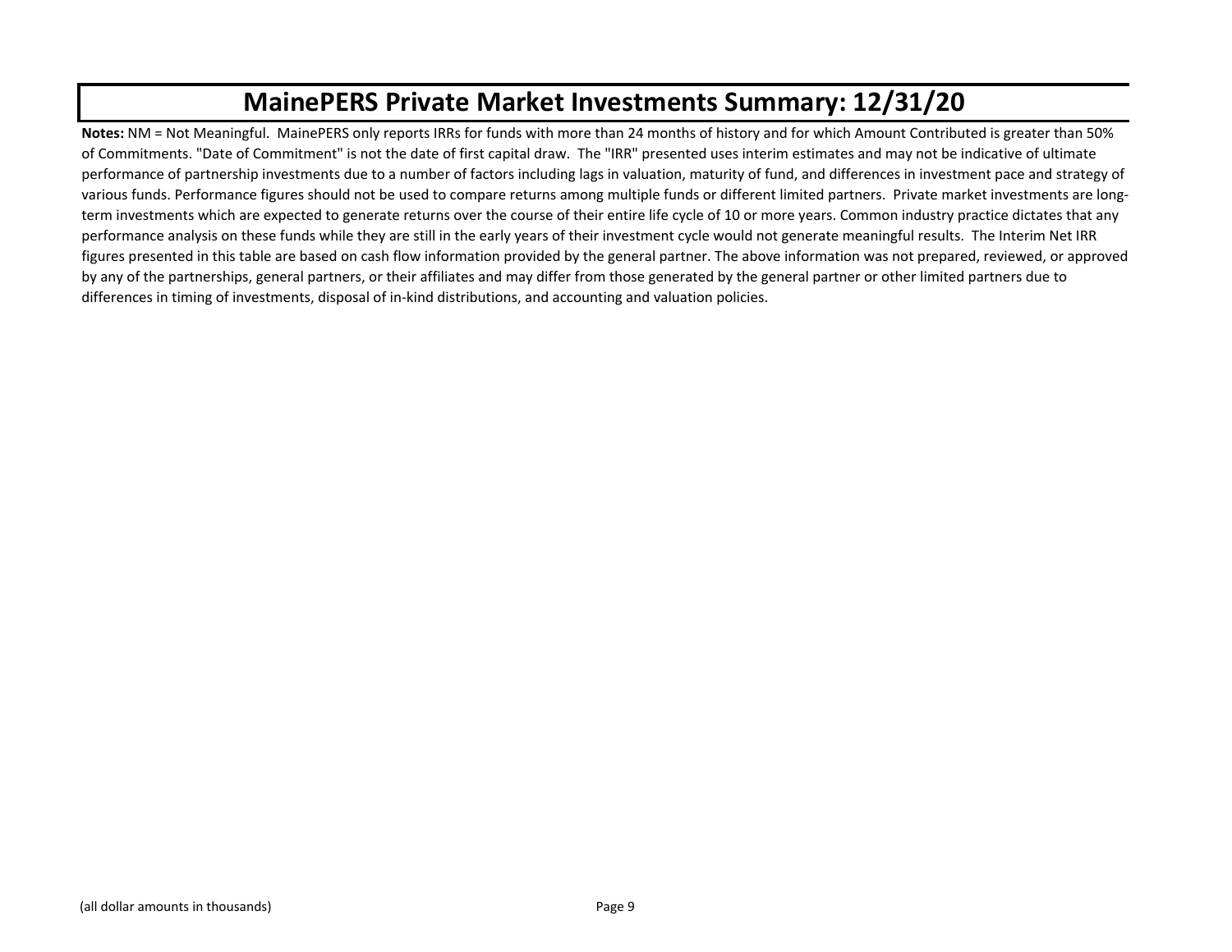# MainePERS Private Market Investments Summary: 12/31/20

**Notes:** NM = Not Meaningful. MainePERS only reports IRRs for funds with more than 24 months of history and for which Amount Contributed is greater than 50% of Commitments. "Date of Commitment" is not the date of first capital draw. The "IRR" presented uses interim estimates and may not be indicative of ultimate performance of partnership investments due to a number of factors including lags in valuation, maturity of fund, and differences in investment pace and strategy of various funds. Performance figures should not be used to compare returns among multiple funds or different limited partners. Private market investments are long-term investments which are expected to generate returns over the course of their entire life cycle of 10 or more years. Common industry practice dictates that any performance analysis on these funds while they are still in the early years of their investment cycle would not generate meaningful results. The Interim Net IRR figures presented in this table are based on cash flow information provided by the general partner. The above information was not prepared, reviewed, or approved by any of the partnerships, general partners, or their affiliates and may differ from those generated by the general partner or other limited partners due to differences in timing of investments, disposal of in-kind distributions, and accounting and valuation policies.

(all dollar amounts in thousands)